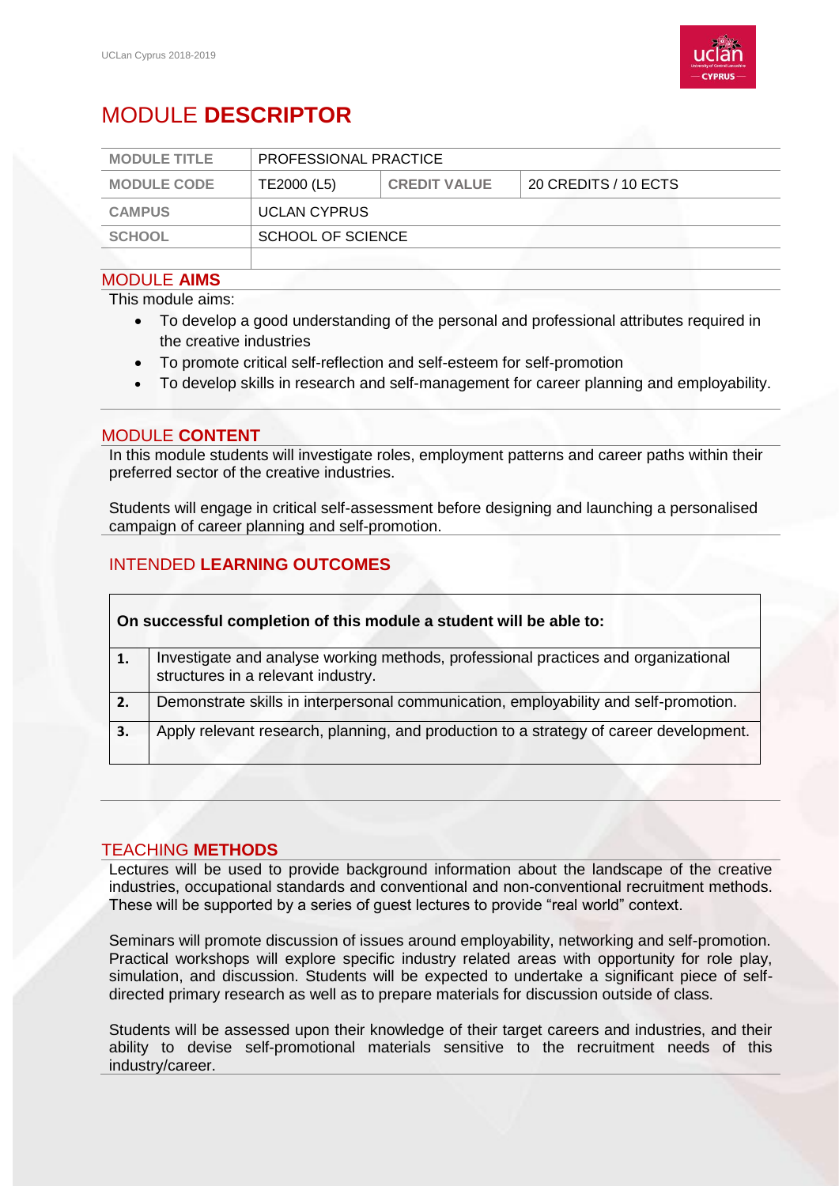# MODULE **DESCRIPTOR**

| MODULE TITLE | PROFESSIONAL PRACTICE | | |
|---|---|---|---|
| MODULE CODE | TE2000 (L5) | CREDIT VALUE | 20 CREDITS / 10 ECTS |
| CAMPUS | UCLAN CYPRUS | | |
| SCHOOL | SCHOOL OF SCIENCE | | |
| | | | |

## MODULE **AIMS**

This module aims:

- To develop a good understanding of the personal and professional attributes required in the creative industries
- To promote critical self-reflection and self-esteem for self-promotion
- To develop skills in research and self-management for career planning and employability.

## MODULE **CONTENT**

In this module students will investigate roles, employment patterns and career paths within their preferred sector of the creative industries.

Students will engage in critical self-assessment before designing and launching a personalised campaign of career planning and self-promotion.

## INTENDED **LEARNING OUTCOMES**

| On successful completion of this module a student will be able to: | |
|---|---|
| **1.** | Investigate and analyse working methods, professional practices and organizational structures in a relevant industry. |
| **2.** | Demonstrate skills in interpersonal communication, employability and self-promotion. |
| **3.** | Apply relevant research, planning, and production to a strategy of career development. |

## TEACHING **METHODS**

Lectures will be used to provide background information about the landscape of the creative industries, occupational standards and conventional and non-conventional recruitment methods. These will be supported by a series of guest lectures to provide "real world" context.

Seminars will promote discussion of issues around employability, networking and self-promotion. Practical workshops will explore specific industry related areas with opportunity for role play, simulation, and discussion. Students will be expected to undertake a significant piece of self-directed primary research as well as to prepare materials for discussion outside of class.

Students will be assessed upon their knowledge of their target careers and industries, and their ability to devise self-promotional materials sensitive to the recruitment needs of this industry/career.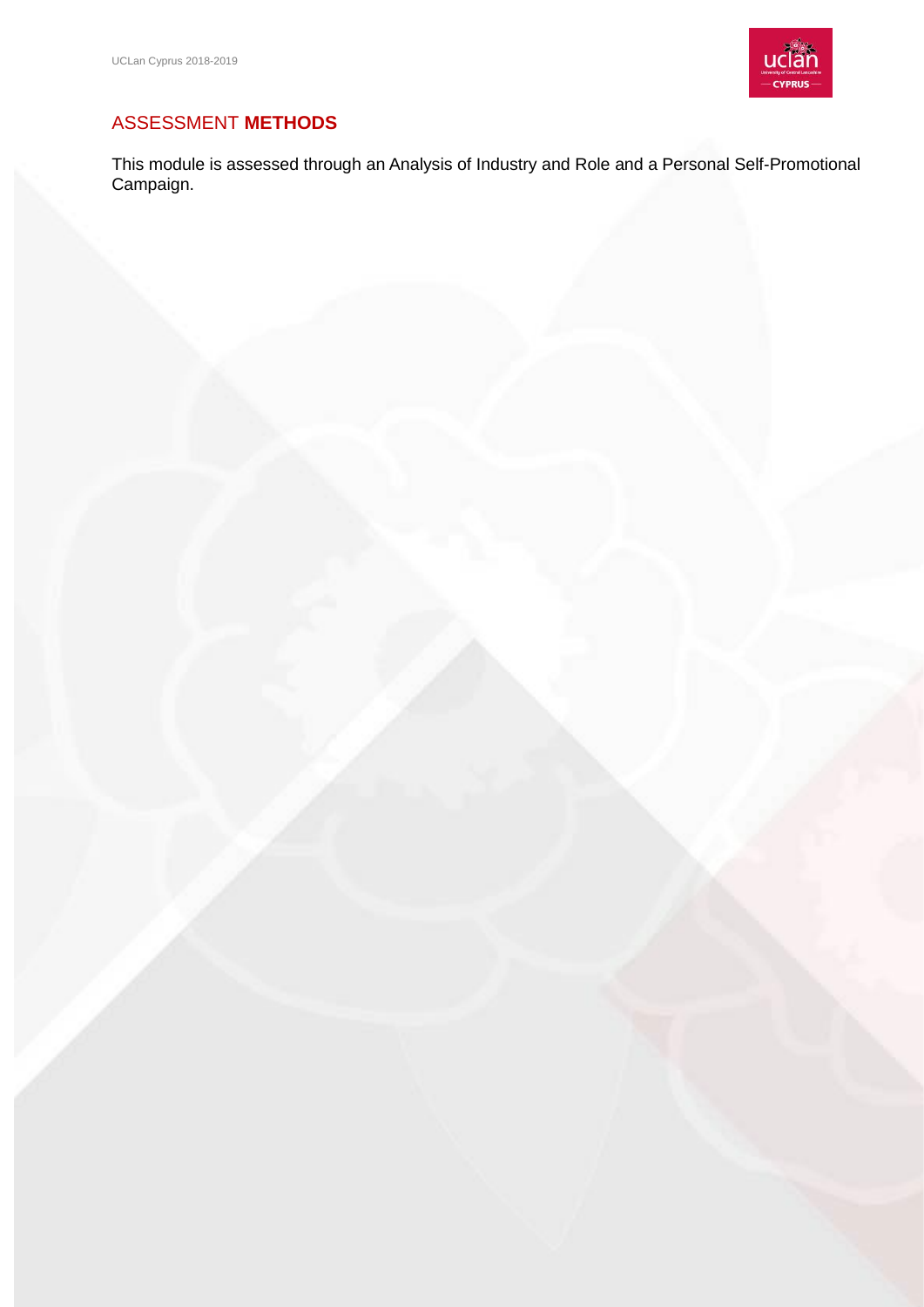## ASSESSMENT **METHODS**

This module is assessed through an Analysis of Industry and Role and a Personal Self-Promotional Campaign.